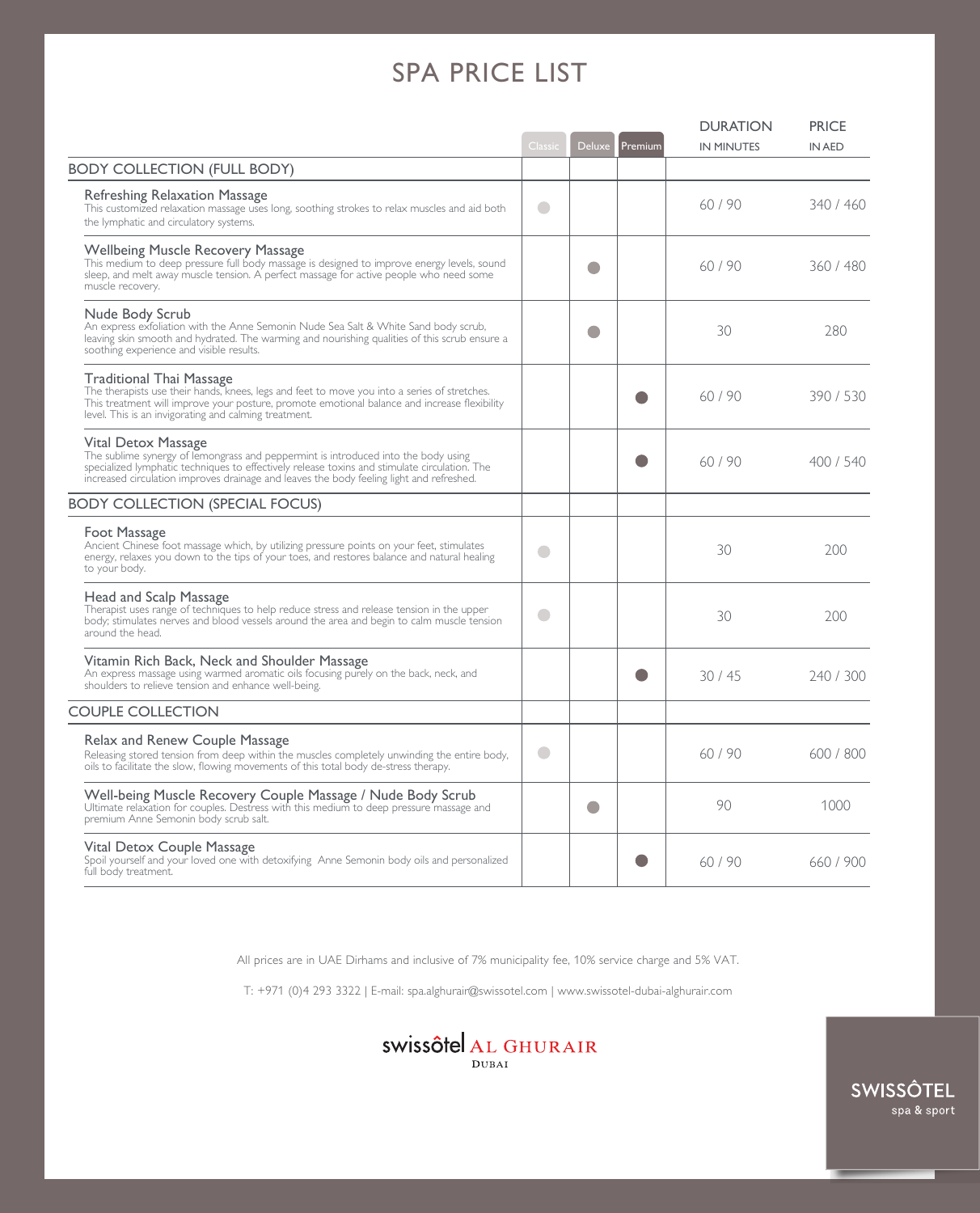# SPA PRICE LIST

| | Classic | Deluxe | Premium | DURATION IN MINUTES | PRICE IN AED |
|---|---|---|---|---|---|
| **BODY COLLECTION (FULL BODY)** | | | | | |
| **Refreshing Relaxation Massage** This customized relaxation massage uses long, soothing strokes to relax muscles and aid both the lymphatic and circulatory systems. | ● | | | 60 / 90 | 340 / 460 |
| **Wellbeing Muscle Recovery Massage** This medium to deep pressure full body massage is designed to improve energy levels, sound sleep, and melt away muscle tension. A perfect massage for active people who need some muscle recovery. | | ● | | 60 / 90 | 360 / 480 |
| **Nude Body Scrub** An express exfoliation with the Anne Semonin Nude Sea Salt & White Sand body scrub, leaving skin smooth and hydrated. The warming and nourishing qualities of this scrub ensure a soothing experience and visible results. | | ● | | 30 | 280 |
| **Traditional Thai Massage** The therapists use their hands, knees, legs and feet to move you into a series of stretches. This treatment will improve your posture, promote emotional balance and increase flexibility level. This is an invigorating and calming treatment. | | | ● | 60 / 90 | 390 / 530 |
| **Vital Detox Massage** The sublime synergy of lemongrass and peppermint is introduced into the body using specialized lymphatic techniques to effectively release toxins and stimulate circulation. The increased circulation improves drainage and leaves the body feeling light and refreshed. | | | ● | 60 / 90 | 400 / 540 |
| **BODY COLLECTION (SPECIAL FOCUS)** | | | | | |
| **Foot Massage** Ancient Chinese foot massage which, by utilizing pressure points on your feet, stimulates energy, relaxes you down to the tips of your toes, and restores balance and natural healing to your body. | ● | | | 30 | 200 |
| **Head and Scalp Massage** Therapist uses range of techniques to help reduce stress and release tension in the upper body; stimulates nerves and blood vessels around the area and begin to calm muscle tension around the head. | ● | | | 30 | 200 |
| **Vitamin Rich Back, Neck and Shoulder Massage** An express massage using warmed aromatic oils focusing purely on the back, neck, and shoulders to relieve tension and enhance well-being. | | | ● | 30 / 45 | 240 / 300 |
| **COUPLE COLLECTION** | | | | | |
| **Relax and Renew Couple Massage** Releasing stored tension from deep within the muscles completely unwinding the entire body, oils to facilitate the slow, flowing movements of this total body de-stress therapy. | ● | | | 60 / 90 | 600 / 800 |
| **Well-being Muscle Recovery Couple Massage / Nude Body Scrub** Ultimate relaxation for couples. Destress with this medium to deep pressure massage and premium Anne Semonin body scrub salt. | | ● | | 90 | 1000 |
| **Vital Detox Couple Massage** Spoil yourself and your loved one with detoxifying Anne Semonin body oils and personalized full body treatment. | | | ● | 60 / 90 | 660 / 900 |

All prices are in UAE Dirhams and inclusive of 7% municipality fee, 10% service charge and 5% VAT.

T: +971 (0)4 293 3322 | E-mail: spa.alghurair@swissotel.com | www.swissotel-dubai-alghurair.com

swissôtel AL GHURAIR DUBAI

SWISSÔTEL spa & sport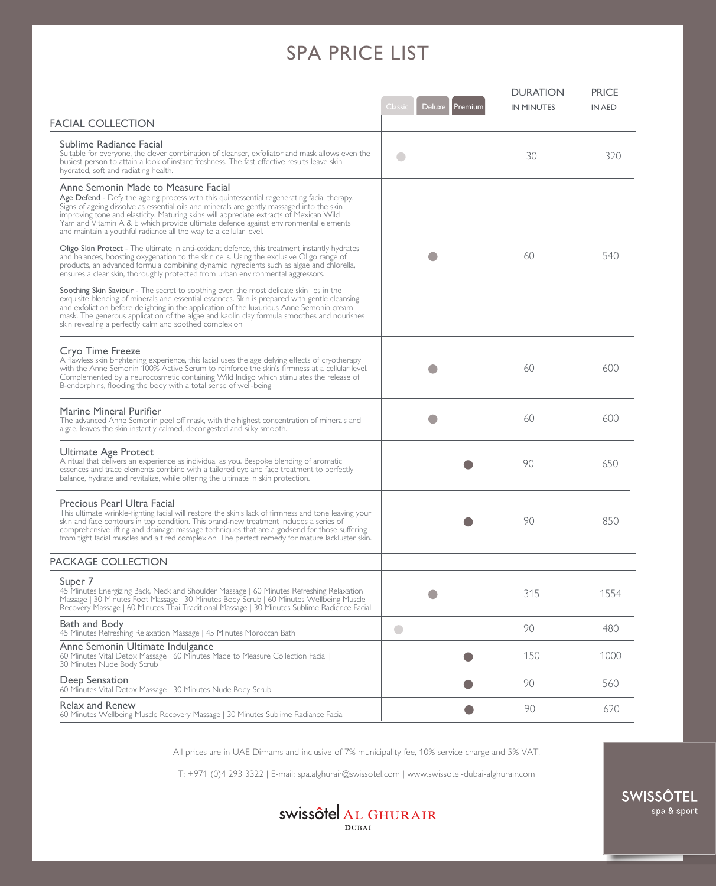# SPA PRICE LIST

| | Classic | Deluxe | Premium | DURATION IN MINUTES | PRICE IN AED |
|---|---|---|---|---|---|
| **FACIAL COLLECTION** | | | | | |
| **Sublime Radiance Facial**<br>Suitable for everyone, the clever combination of cleanser, exfoliator and mask allows even the busiest person to attain a look of instant freshness. The fast effective results leave skin hydrated, soft and radiating health. | ● | | | 30 | 320 |
| **Anne Semonin Made to Measure Facial**<br>**Age Defend** - Defy the ageing process with this quintessential regenerating facial therapy. Signs of ageing dissolve as essential oils and minerals are gently massaged into the skin improving tone and elasticity. Maturing skins will appreciate extracts of Mexican Wild Yam and Vitamin A & E which provide ultimate defence against environmental elements and maintain a youthful radiance all the way to a cellular level.<br>**Oligo Skin Protect** - The ultimate in anti-oxidant defence, this treatment instantly hydrates and balances, boosting oxygenation to the skin cells. Using the exclusive Oligo range of products, an advanced formula combining dynamic ingredients such as algae and chlorella, ensures a clear skin, thoroughly protected from urban environmental aggressors.<br>**Soothing Skin Saviour** - The secret to soothing even the most delicate skin lies in the exquisite blending of minerals and essential essences. Skin is prepared with gentle cleansing and exfoliation before delighting in the application of the luxurious Anne Semonin cream mask. The generous application of the algae and kaolin clay formula smoothes and nourishes skin revealing a perfectly calm and soothed complexion. | | ● | | 60 | 540 |
| **Cryo Time Freeze**<br>A flawless skin brightening experience, this facial uses the age defying effects of cryotherapy with the Anne Semonin 100% Active Serum to reinforce the skin's firmness at a cellular level. Complemented by a neurocosmetic containing Wild Indigo which stimulates the release of B-endorphins, flooding the body with a total sense of well-being. | | ● | | 60 | 600 |
| **Marine Mineral Purifier**<br>The advanced Anne Semonin peel off mask, with the highest concentration of minerals and algae, leaves the skin instantly calmed, decongested and silky smooth. | | ● | | 60 | 600 |
| **Ultimate Age Protect**<br>A ritual that delivers an experience as individual as you. Bespoke blending of aromatic essences and trace elements combine with a tailored eye and face treatment to perfectly balance, hydrate and revitalize, while offering the ultimate in skin protection. | | | ● | 90 | 650 |
| **Precious Pearl Ultra Facial**<br>This ultimate wrinkle-fighting facial will restore the skin's lack of firmness and tone leaving your skin and face contours in top condition. This brand-new treatment includes a series of comprehensive lifting and drainage massage techniques that are a godsend for those suffering from tight facial muscles and a tired complexion. The perfect remedy for mature lackluster skin. | | | ● | 90 | 850 |
| **PACKAGE COLLECTION** | | | | | |
| **Super 7**<br>45 Minutes Energizing Back, Neck and Shoulder Massage \| 60 Minutes Refreshing Relaxation Massage \| 30 Minutes Foot Massage \| 30 Minutes Body Scrub \| 60 Minutes Wellbeing Muscle Recovery Massage \| 60 Minutes Thai Traditional Massage \| 30 Minutes Sublime Radience Facial | | ● | | 315 | 1554 |
| **Bath and Body**<br>45 Minutes Refreshing Relaxation Massage \| 45 Minutes Moroccan Bath | ● | | | 90 | 480 |
| **Anne Semonin Ultimate Indulgance**<br>60 Minutes Vital Detox Massage \| 60 Minutes Made to Measure Collection Facial \| 30 Minutes Nude Body Scrub | | | ● | 150 | 1000 |
| **Deep Sensation**<br>60 Minutes Vital Detox Massage \| 30 Minutes Nude Body Scrub | | | ● | 90 | 560 |
| **Relax and Renew**<br>60 Minutes Wellbeing Muscle Recovery Massage \| 30 Minutes Sublime Radiance Facial | | | ● | 90 | 620 |

All prices are in UAE Dirhams and inclusive of 7% municipality fee, 10% service charge and 5% VAT.

T: +971 (0)4 293 3322 | E-mail: spa.alghurair@swissotel.com | www.swissotel-dubai-alghurair.com

swissôtel AL GHURAIR DUBAI

SWISSÔTEL spa & sport